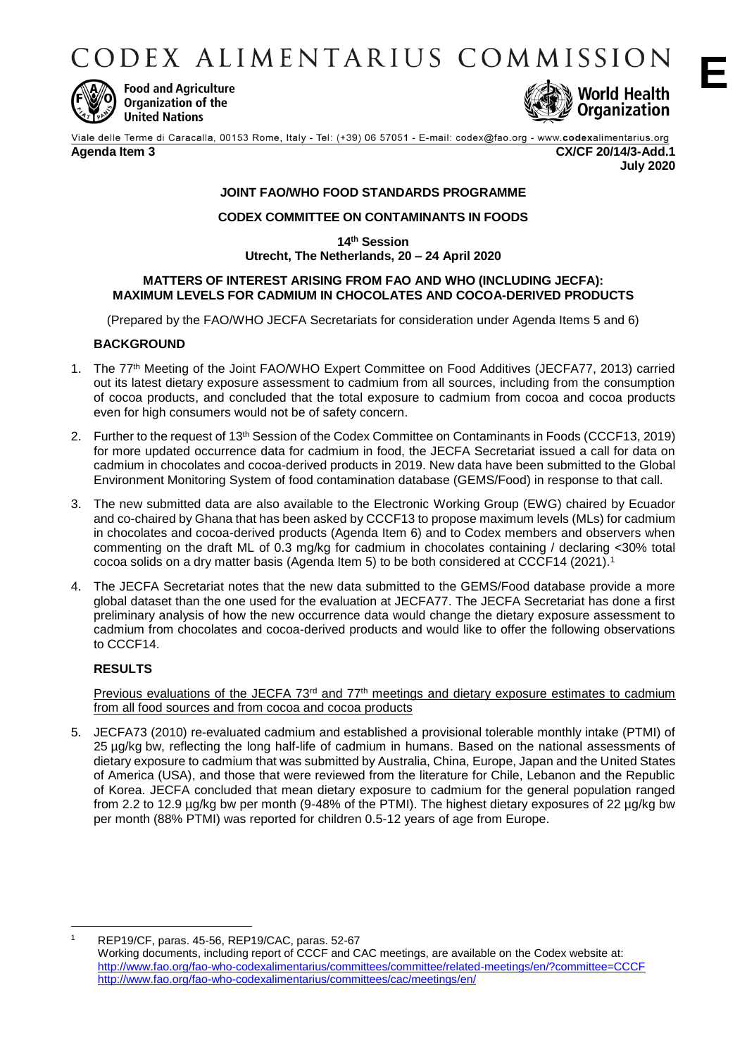# CODEX ALIMENTARIUS COMMISSION

**E**

Food and Agriculture Organization of the United Nations

World Health Organization

Viale delle Terme di Caracalla, 00153 Rome, Italy - Tel: (+39) 06 57051 - E-mail: codex@fao.org - www.codexalimentarius.org

**Agenda Item 3** **CX/CF 20/14/3-Add.1**
**July 2020**

**JOINT FAO/WHO FOOD STANDARDS PROGRAMME**

**CODEX COMMITTEE ON CONTAMINANTS IN FOODS**

**14th Session**
**Utrecht, The Netherlands, 20 – 24 April 2020**

**MATTERS OF INTEREST ARISING FROM FAO AND WHO (INCLUDING JECFA): MAXIMUM LEVELS FOR CADMIUM IN CHOCOLATES AND COCOA-DERIVED PRODUCTS**

(Prepared by the FAO/WHO JECFA Secretariats for consideration under Agenda Items 5 and 6)

## BACKGROUND

1. The 77th Meeting of the Joint FAO/WHO Expert Committee on Food Additives (JECFA77, 2013) carried out its latest dietary exposure assessment to cadmium from all sources, including from the consumption of cocoa products, and concluded that the total exposure to cadmium from cocoa and cocoa products even for high consumers would not be of safety concern.

2. Further to the request of 13th Session of the Codex Committee on Contaminants in Foods (CCCF13, 2019) for more updated occurrence data for cadmium in food, the JECFA Secretariat issued a call for data on cadmium in chocolates and cocoa-derived products in 2019. New data have been submitted to the Global Environment Monitoring System of food contamination database (GEMS/Food) in response to that call.

3. The new submitted data are also available to the Electronic Working Group (EWG) chaired by Ecuador and co-chaired by Ghana that has been asked by CCCF13 to propose maximum levels (MLs) for cadmium in chocolates and cocoa-derived products (Agenda Item 6) and to Codex members and observers when commenting on the draft ML of 0.3 mg/kg for cadmium in chocolates containing / declaring <30% total cocoa solids on a dry matter basis (Agenda Item 5) to be both considered at CCCF14 (2021).[1]

4. The JECFA Secretariat notes that the new data submitted to the GEMS/Food database provide a more global dataset than the one used for the evaluation at JECFA77. The JECFA Secretariat has done a first preliminary analysis of how the new occurrence data would change the dietary exposure assessment to cadmium from chocolates and cocoa-derived products and would like to offer the following observations to CCCF14.

## RESULTS

Previous evaluations of the JECFA 73rd and 77th meetings and dietary exposure estimates to cadmium from all food sources and from cocoa and cocoa products

5. JECFA73 (2010) re-evaluated cadmium and established a provisional tolerable monthly intake (PTMI) of 25 µg/kg bw, reflecting the long half-life of cadmium in humans. Based on the national assessments of dietary exposure to cadmium that was submitted by Australia, China, Europe, Japan and the United States of America (USA), and those that were reviewed from the literature for Chile, Lebanon and the Republic of Korea. JECFA concluded that mean dietary exposure to cadmium for the general population ranged from 2.2 to 12.9 µg/kg bw per month (9-48% of the PTMI). The highest dietary exposures of 22 µg/kg bw per month (88% PTMI) was reported for children 0.5-12 years of age from Europe.

---

[1] REP19/CF, paras. 45-56, REP19/CAC, paras. 52-67
Working documents, including report of CCCF and CAC meetings, are available on the Codex website at:
http://www.fao.org/fao-who-codexalimentarius/committees/committee/related-meetings/en/?committee=CCCF
http://www.fao.org/fao-who-codexalimentarius/committees/cac/meetings/en/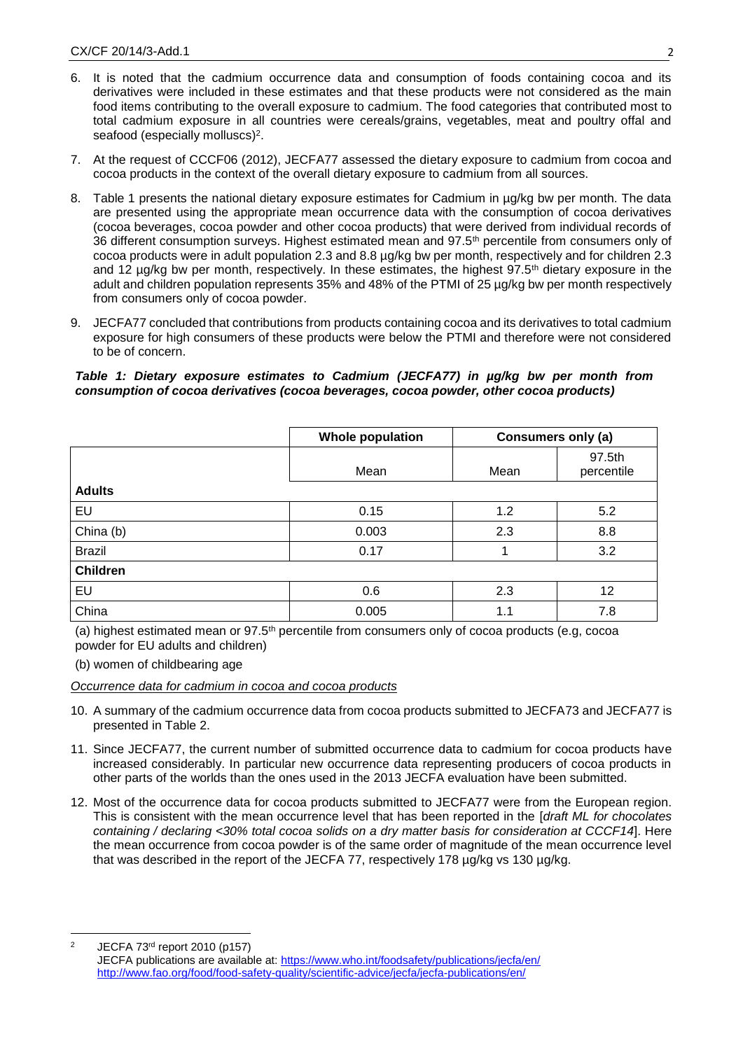6. It is noted that the cadmium occurrence data and consumption of foods containing cocoa and its derivatives were included in these estimates and that these products were not considered as the main food items contributing to the overall exposure to cadmium. The food categories that contributed most to total cadmium exposure in all countries were cereals/grains, vegetables, meat and poultry offal and seafood (especially molluscs)[2].

7. At the request of CCCF06 (2012), JECFA77 assessed the dietary exposure to cadmium from cocoa and cocoa products in the context of the overall dietary exposure to cadmium from all sources.

8. Table 1 presents the national dietary exposure estimates for Cadmium in µg/kg bw per month. The data are presented using the appropriate mean occurrence data with the consumption of cocoa derivatives (cocoa beverages, cocoa powder and other cocoa products) that were derived from individual records of 36 different consumption surveys. Highest estimated mean and 97.5th percentile from consumers only of cocoa products were in adult population 2.3 and 8.8 µg/kg bw per month, respectively and for children 2.3 and 12 µg/kg bw per month, respectively. In these estimates, the highest 97.5th dietary exposure in the adult and children population represents 35% and 48% of the PTMI of 25 µg/kg bw per month respectively from consumers only of cocoa powder.

9. JECFA77 concluded that contributions from products containing cocoa and its derivatives to total cadmium exposure for high consumers of these products were below the PTMI and therefore were not considered to be of concern.

***Table 1: Dietary exposure estimates to Cadmium (JECFA77) in µg/kg bw per month from consumption of cocoa derivatives (cocoa beverages, cocoa powder, other cocoa products)***

| | **Whole population** | **Consumers only (a)** | |
|---|---|---|---|
| | Mean | Mean | 97.5th percentile |
| **Adults** | | | |
| EU | 0.15 | 1.2 | 5.2 |
| China (b) | 0.003 | 2.3 | 8.8 |
| Brazil | 0.17 | 1 | 3.2 |
| **Children** | | | |
| EU | 0.6 | 2.3 | 12 |
| China | 0.005 | 1.1 | 7.8 |

(a) highest estimated mean or 97.5th percentile from consumers only of cocoa products (e.g, cocoa powder for EU adults and children)

(b) women of childbearing age

*Occurrence data for cadmium in cocoa and cocoa products*

10. A summary of the cadmium occurrence data from cocoa products submitted to JECFA73 and JECFA77 is presented in Table 2.

11. Since JECFA77, the current number of submitted occurrence data to cadmium for cocoa products have increased considerably. In particular new occurrence data representing producers of cocoa products in other parts of the worlds than the ones used in the 2013 JECFA evaluation have been submitted.

12. Most of the occurrence data for cocoa products submitted to JECFA77 were from the European region. This is consistent with the mean occurrence level that has been reported in the [*draft ML for chocolates containing / declaring <30% total cocoa solids on a dry matter basis for consideration at CCCF14*]. Here the mean occurrence from cocoa powder is of the same order of magnitude of the mean occurrence level that was described in the report of the JECFA 77, respectively 178 µg/kg vs 130 µg/kg.

---

[2] JECFA 73rd report 2010 (p157)
JECFA publications are available at: https://www.who.int/foodsafety/publications/jecfa/en/
http://www.fao.org/food/food-safety-quality/scientific-advice/jecfa/jecfa-publications/en/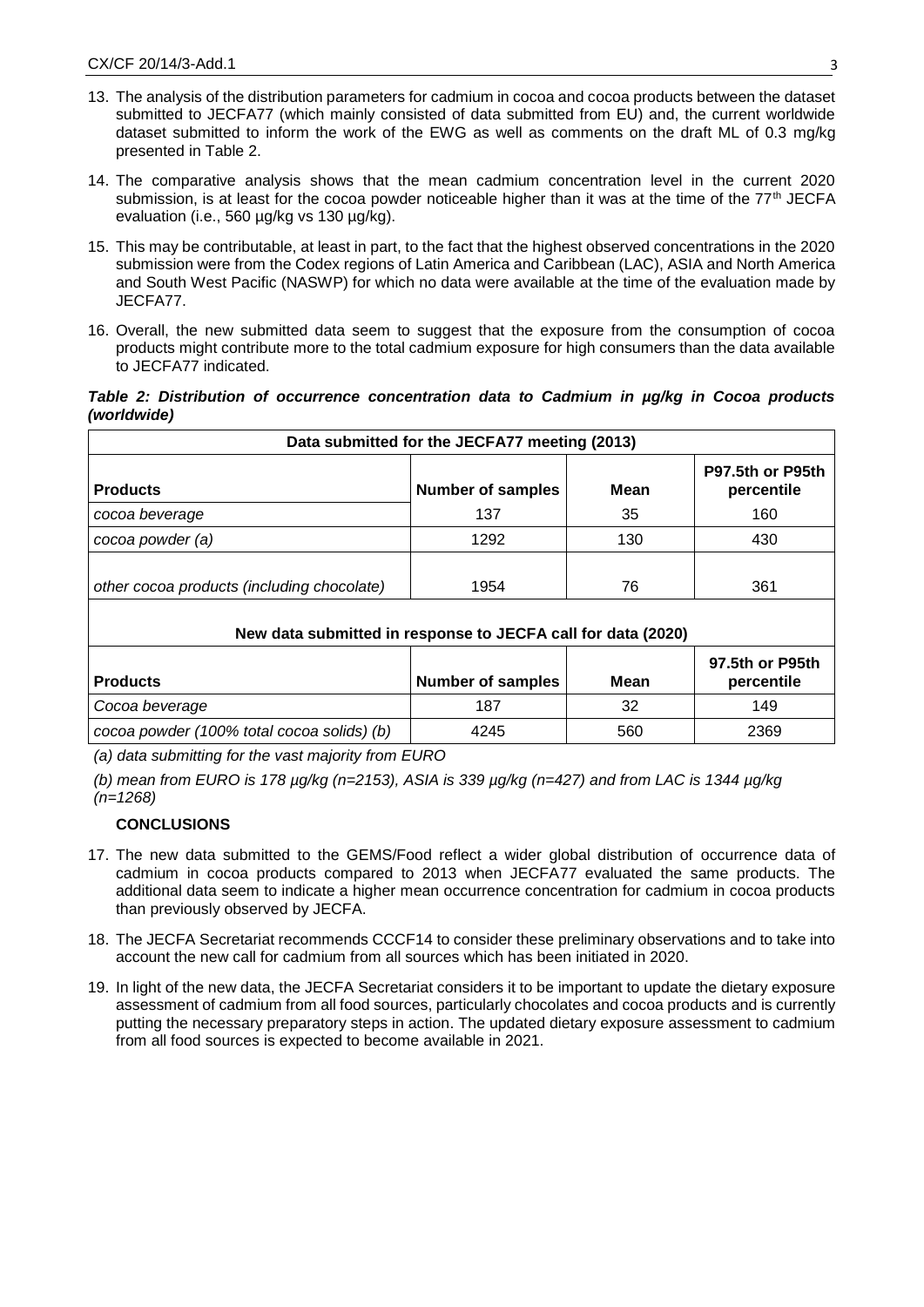13. The analysis of the distribution parameters for cadmium in cocoa and cocoa products between the dataset submitted to JECFA77 (which mainly consisted of data submitted from EU) and, the current worldwide dataset submitted to inform the work of the EWG as well as comments on the draft ML of 0.3 mg/kg presented in Table 2.

14. The comparative analysis shows that the mean cadmium concentration level in the current 2020 submission, is at least for the cocoa powder noticeable higher than it was at the time of the 77th JECFA evaluation (i.e., 560 µg/kg vs 130 µg/kg).

15. This may be contributable, at least in part, to the fact that the highest observed concentrations in the 2020 submission were from the Codex regions of Latin America and Caribbean (LAC), ASIA and North America and South West Pacific (NASWP) for which no data were available at the time of the evaluation made by JECFA77.

16. Overall, the new submitted data seem to suggest that the exposure from the consumption of cocoa products might contribute more to the total cadmium exposure for high consumers than the data available to JECFA77 indicated.

***Table 2: Distribution of occurrence concentration data to Cadmium in µg/kg in Cocoa products (worldwide)***

| **Data submitted for the JECFA77 meeting (2013)** | | | |
|---|---|---|---|
| **Products** | **Number of samples** | **Mean** | **P97.5th or P95th percentile** |
| *cocoa beverage* | 137 | 35 | 160 |
| *cocoa powder (a)* | 1292 | 130 | 430 |
| *other cocoa products (including chocolate)* | 1954 | 76 | 361 |
| **New data submitted in response to JECFA call for data (2020)** | | | |
| **Products** | **Number of samples** | **Mean** | **97.5th or P95th percentile** |
| *Cocoa beverage* | 187 | 32 | 149 |
| *cocoa powder (100% total cocoa solids) (b)* | 4245 | 560 | 2369 |

*(a) data submitting for the vast majority from EURO*

*(b) mean from EURO is 178 µg/kg (n=2153), ASIA is 339 µg/kg (n=427) and from LAC is 1344 µg/kg (n=1268)*

**CONCLUSIONS**

17. The new data submitted to the GEMS/Food reflect a wider global distribution of occurrence data of cadmium in cocoa products compared to 2013 when JECFA77 evaluated the same products. The additional data seem to indicate a higher mean occurrence concentration for cadmium in cocoa products than previously observed by JECFA.

18. The JECFA Secretariat recommends CCCF14 to consider these preliminary observations and to take into account the new call for cadmium from all sources which has been initiated in 2020.

19. In light of the new data, the JECFA Secretariat considers it to be important to update the dietary exposure assessment of cadmium from all food sources, particularly chocolates and cocoa products and is currently putting the necessary preparatory steps in action. The updated dietary exposure assessment to cadmium from all food sources is expected to become available in 2021.